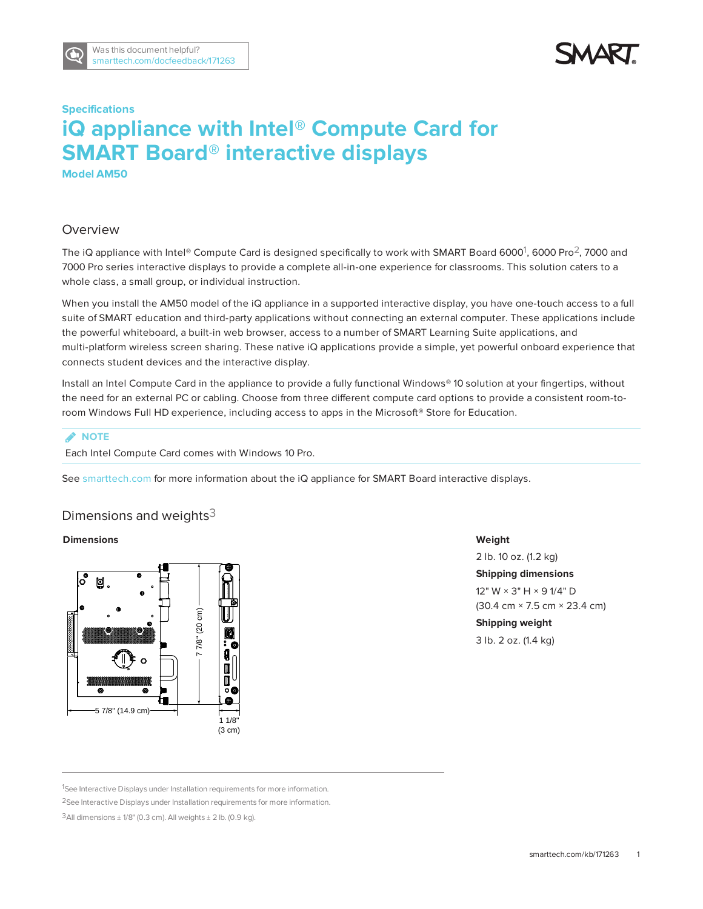Was this document helpful?
smarttech.com/docfeedback/171263

Specifications

# iQ appliance with Intel® Compute Card for SMART Board® interactive displays

**Model AM50**

## Overview

The iQ appliance with Intel® Compute Card is designed specifically to work with SMART Board 6000[1], 6000 Pro[2], 7000 and 7000 Pro series interactive displays to provide a complete all-in-one experience for classrooms. This solution caters to a whole class, a small group, or individual instruction.

When you install the AM50 model of the iQ appliance in a supported interactive display, you have one-touch access to a full suite of SMART education and third-party applications without connecting an external computer. These applications include the powerful whiteboard, a built-in web browser, access to a number of SMART Learning Suite applications, and multi-platform wireless screen sharing. These native iQ applications provide a simple, yet powerful onboard experience that connects student devices and the interactive display.

Install an Intel Compute Card in the appliance to provide a fully functional Windows® 10 solution at your fingertips, without the need for an external PC or cabling. Choose from three different compute card options to provide a consistent room-to-room Windows Full HD experience, including access to apps in the Microsoft® Store for Education.

**NOTE**

Each Intel Compute Card comes with Windows 10 Pro.

See smarttech.com for more information about the iQ appliance for SMART Board interactive displays.

## Dimensions and weights[3]

**Dimensions**

7 7/8" (20 cm)

5 7/8" (14.9 cm)

1 1/8" (3 cm)

**Weight**

2 lb. 10 oz. (1.2 kg)

**Shipping dimensions**

12" W × 3" H × 9 1/4" D
(30.4 cm × 7.5 cm × 23.4 cm)

**Shipping weight**

3 lb. 2 oz. (1.4 kg)

---

[1]See Interactive Displays under Installation requirements for more information.

[2]See Interactive Displays under Installation requirements for more information.

[3]All dimensions ± 1/8" (0.3 cm). All weights ± 2 lb. (0.9 kg).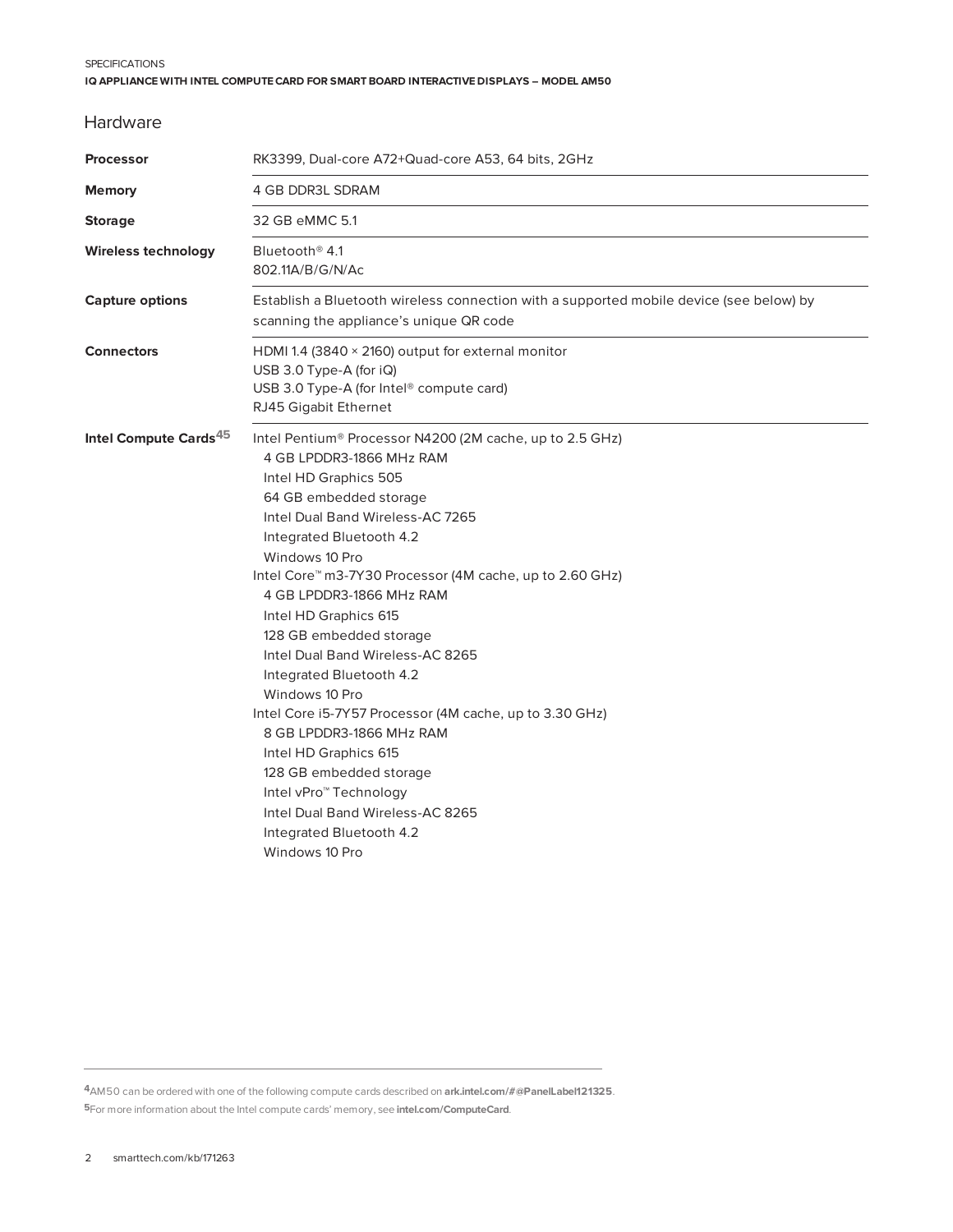## Hardware

| | |
|---|---|
| **Processor** | RK3399, Dual-core A72+Quad-core A53, 64 bits, 2GHz |
| **Memory** | 4 GB DDR3L SDRAM |
| **Storage** | 32 GB eMMC 5.1 |
| **Wireless technology** | Bluetooth® 4.1<br>802.11A/B/G/N/Ac |
| **Capture options** | Establish a Bluetooth wireless connection with a supported mobile device (see below) by scanning the appliance's unique QR code |
| **Connectors** | HDMI 1.4 (3840 × 2160) output for external monitor<br>USB 3.0 Type-A (for iQ)<br>USB 3.0 Type-A (for Intel® compute card)<br>RJ45 Gigabit Ethernet |
| **Intel Compute Cards**[4][5] | Intel Pentium® Processor N4200 (2M cache, up to 2.5 GHz)<br>4 GB LPDDR3-1866 MHz RAM<br>Intel HD Graphics 505<br>64 GB embedded storage<br>Intel Dual Band Wireless-AC 7265<br>Integrated Bluetooth 4.2<br>Windows 10 Pro<br>Intel Core™ m3-7Y30 Processor (4M cache, up to 2.60 GHz)<br>4 GB LPDDR3-1866 MHz RAM<br>Intel HD Graphics 615<br>128 GB embedded storage<br>Intel Dual Band Wireless-AC 8265<br>Integrated Bluetooth 4.2<br>Windows 10 Pro<br>Intel Core i5-7Y57 Processor (4M cache, up to 3.30 GHz)<br>8 GB LPDDR3-1866 MHz RAM<br>Intel HD Graphics 615<br>128 GB embedded storage<br>Intel vPro™ Technology<br>Intel Dual Band Wireless-AC 8265<br>Integrated Bluetooth 4.2<br>Windows 10 Pro |

[4] AM50 can be ordered with one of the following compute cards described on **ark.intel.com/#@PanelLabel121325**.

[5] For more information about the Intel compute cards' memory, see **intel.com/ComputeCard**.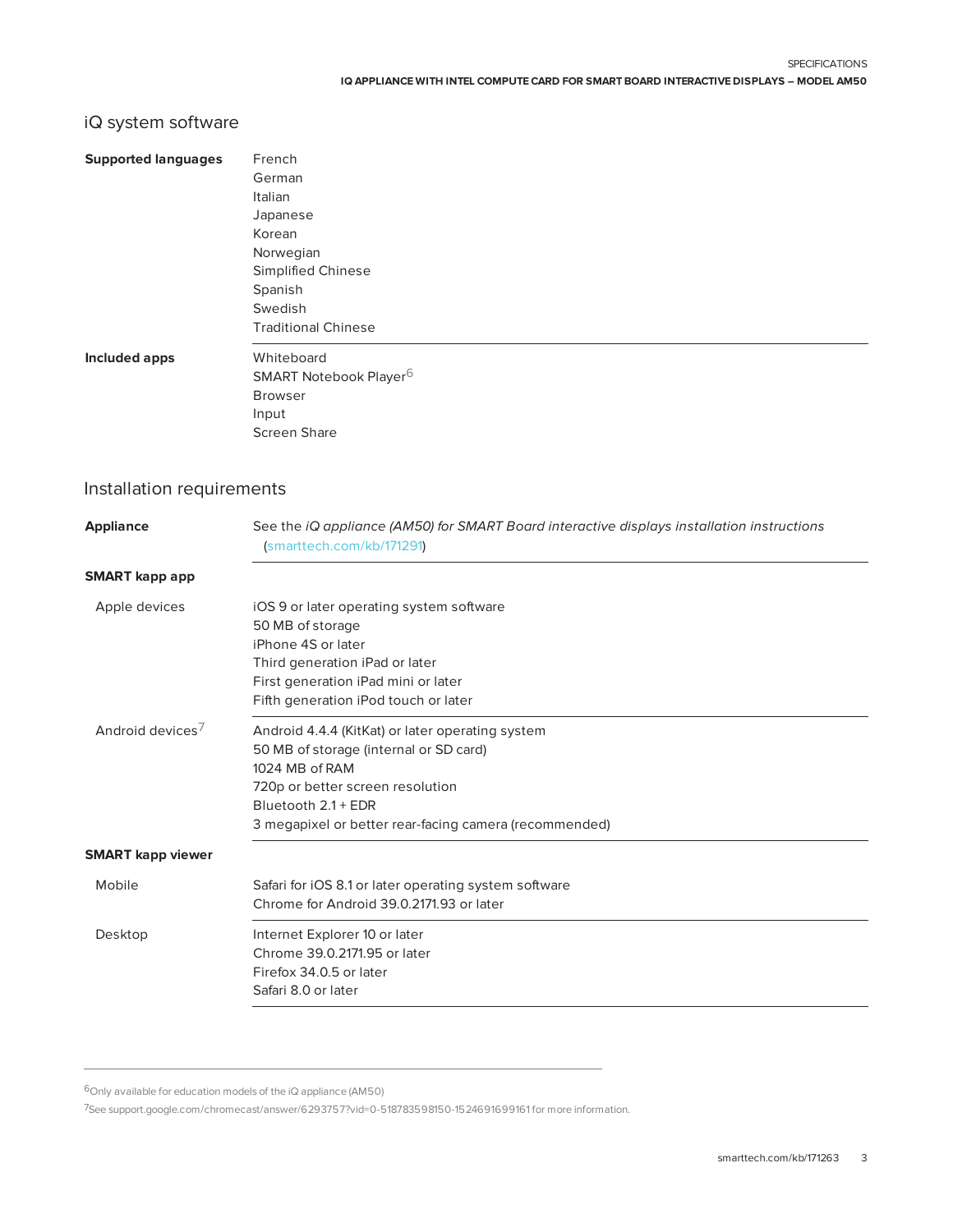## iQ system software

| | |
|---|---|
| **Supported languages** | French<br>German<br>Italian<br>Japanese<br>Korean<br>Norwegian<br>Simplified Chinese<br>Spanish<br>Swedish<br>Traditional Chinese |
| **Included apps** | Whiteboard<br>SMART Notebook Player[6]<br>Browser<br>Input<br>Screen Share |

## Installation requirements

| | |
|---|---|
| **Appliance** | See the *iQ appliance (AM50) for SMART Board interactive displays installation instructions* (smarttech.com/kb/171291) |
| **SMART kapp app** | |
| Apple devices | iOS 9 or later operating system software<br>50 MB of storage<br>iPhone 4S or later<br>Third generation iPad or later<br>First generation iPad mini or later<br>Fifth generation iPod touch or later |
| Android devices[7] | Android 4.4.4 (KitKat) or later operating system<br>50 MB of storage (internal or SD card)<br>1024 MB of RAM<br>720p or better screen resolution<br>Bluetooth 2.1 + EDR<br>3 megapixel or better rear-facing camera (recommended) |
| **SMART kapp viewer** | |
| Mobile | Safari for iOS 8.1 or later operating system software<br>Chrome for Android 39.0.2171.93 or later |
| Desktop | Internet Explorer 10 or later<br>Chrome 39.0.2171.95 or later<br>Firefox 34.0.5 or later<br>Safari 8.0 or later |

---

[6] Only available for education models of the iQ appliance (AM50)

[7] See support.google.com/chromecast/answer/6293757?vid=0-518783598150-1524691699161 for more information.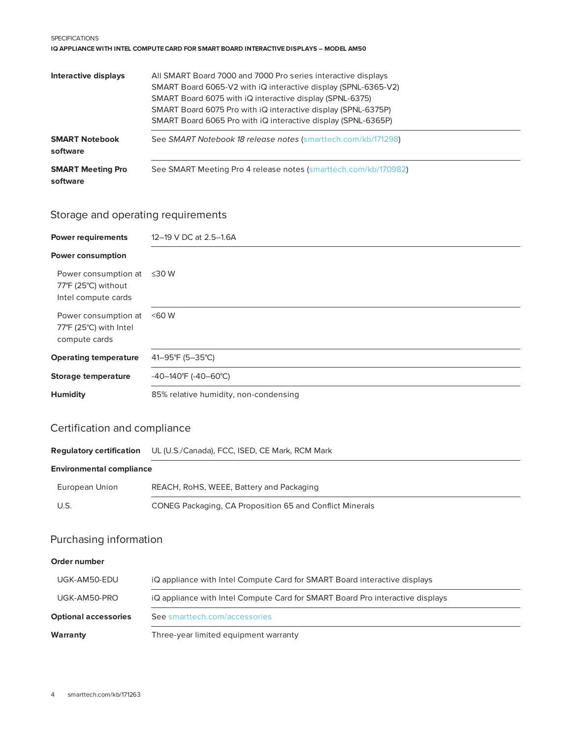| | |
|---|---|
| **Interactive displays** | All SMART Board 7000 and 7000 Pro series interactive displays<br>SMART Board 6065-V2 with iQ interactive display (SPNL-6365-V2)<br>SMART Board 6075 with iQ interactive display (SPNL-6375)<br>SMART Board 6075 Pro with iQ interactive display (SPNL-6375P)<br>SMART Board 6065 Pro with iQ interactive display (SPNL-6365P) |
| **SMART Notebook software** | See *SMART Notebook 18 release notes* (smarttech.com/kb/171298) |
| **SMART Meeting Pro software** | See SMART Meeting Pro 4 release notes (smarttech.com/kb/170982) |

## Storage and operating requirements

| | |
|---|---|
| **Power requirements** | 12–19 V DC at 2.5–1.6A |
| **Power consumption** | |
| Power consumption at 77°F (25°C) without Intel compute cards | ≤30 W |
| Power consumption at 77°F (25°C) with Intel compute cards | <60 W |
| **Operating temperature** | 41–95°F (5–35°C) |
| **Storage temperature** | -40–140°F (-40–60°C) |
| **Humidity** | 85% relative humidity, non-condensing |

## Certification and compliance

| | |
|---|---|
| **Regulatory certification** | UL (U.S./Canada), FCC, ISED, CE Mark, RCM Mark |
| **Environmental compliance** | |
| European Union | REACH, RoHS, WEEE, Battery and Packaging |
| U.S. | CONEG Packaging, CA Proposition 65 and Conflict Minerals |

## Purchasing information

| | |
|---|---|
| **Order number** | |
| UGK-AM50-EDU | iQ appliance with Intel Compute Card for SMART Board interactive displays |
| UGK-AM50-PRO | iQ appliance with Intel Compute Card for SMART Board Pro interactive displays |
| **Optional accessories** | See smarttech.com/accessories |
| **Warranty** | Three-year limited equipment warranty |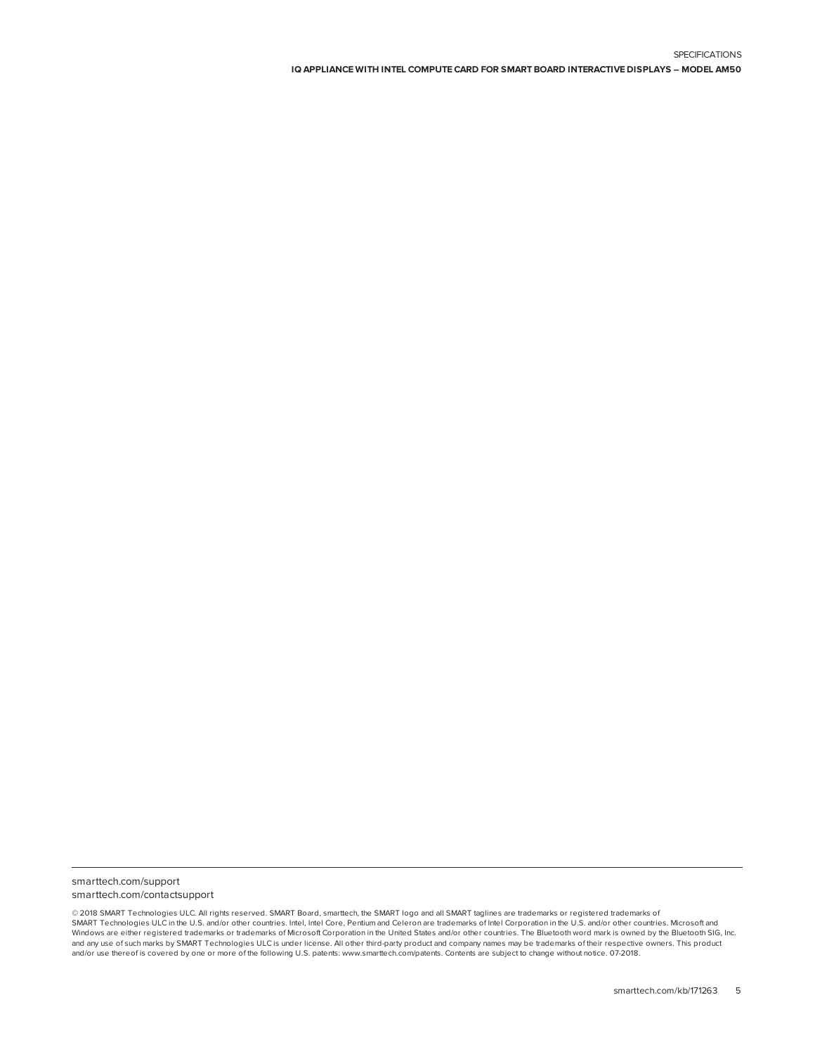smarttech.com/support
smarttech.com/contactsupport

© 2018 SMART Technologies ULC. All rights reserved. SMART Board, smarttech, the SMART logo and all SMART taglines are trademarks or registered trademarks of SMART Technologies ULC in the U.S. and/or other countries. Intel, Intel Core, Pentium and Celeron are trademarks of Intel Corporation in the U.S. and/or other countries. Microsoft and Windows are either registered trademarks or trademarks of Microsoft Corporation in the United States and/or other countries. The Bluetooth word mark is owned by the Bluetooth SIG, Inc. and any use of such marks by SMART Technologies ULC is under license. All other third-party product and company names may be trademarks of their respective owners. This product and/or use thereof is covered by one or more of the following U.S. patents: www.smarttech.com/patents. Contents are subject to change without notice. 07-2018.